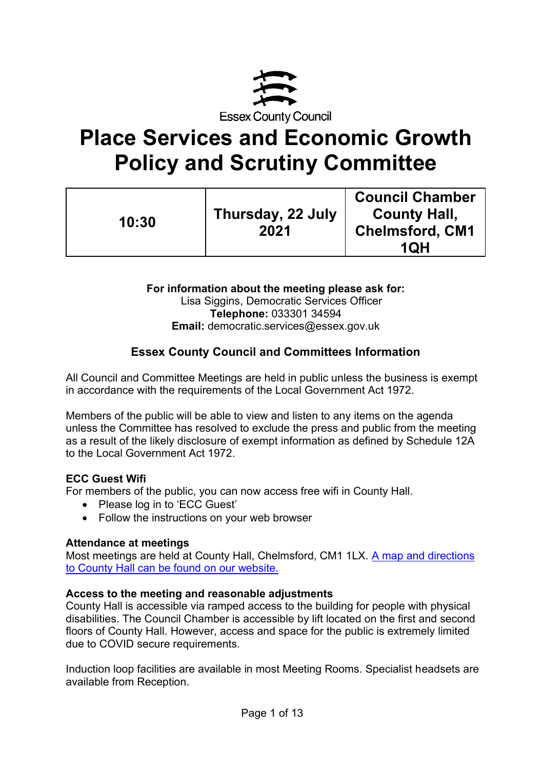Essex County Council

# Place Services and Economic Growth Policy and Scrutiny Committee

| 10:30 | Thursday, 22 July 2021 | Council Chamber County Hall, Chelmsford, CM1 1QH |
|---|---|---|

**For information about the meeting please ask for:**
Lisa Siggins, Democratic Services Officer
**Telephone:** 033301 34594
**Email:** democratic.services@essex.gov.uk

## Essex County Council and Committees Information

All Council and Committee Meetings are held in public unless the business is exempt in accordance with the requirements of the Local Government Act 1972.

Members of the public will be able to view and listen to any items on the agenda unless the Committee has resolved to exclude the press and public from the meeting as a result of the likely disclosure of exempt information as defined by Schedule 12A to the Local Government Act 1972.

### ECC Guest Wifi

For members of the public, you can now access free wifi in County Hall.

- Please log in to 'ECC Guest'
- Follow the instructions on your web browser

### Attendance at meetings

Most meetings are held at County Hall, Chelmsford, CM1 1LX. A map and directions to County Hall can be found on our website.

### Access to the meeting and reasonable adjustments

County Hall is accessible via ramped access to the building for people with physical disabilities. The Council Chamber is accessible by lift located on the first and second floors of County Hall. However, access and space for the public is extremely limited due to COVID secure requirements.

Induction loop facilities are available in most Meeting Rooms. Specialist headsets are available from Reception.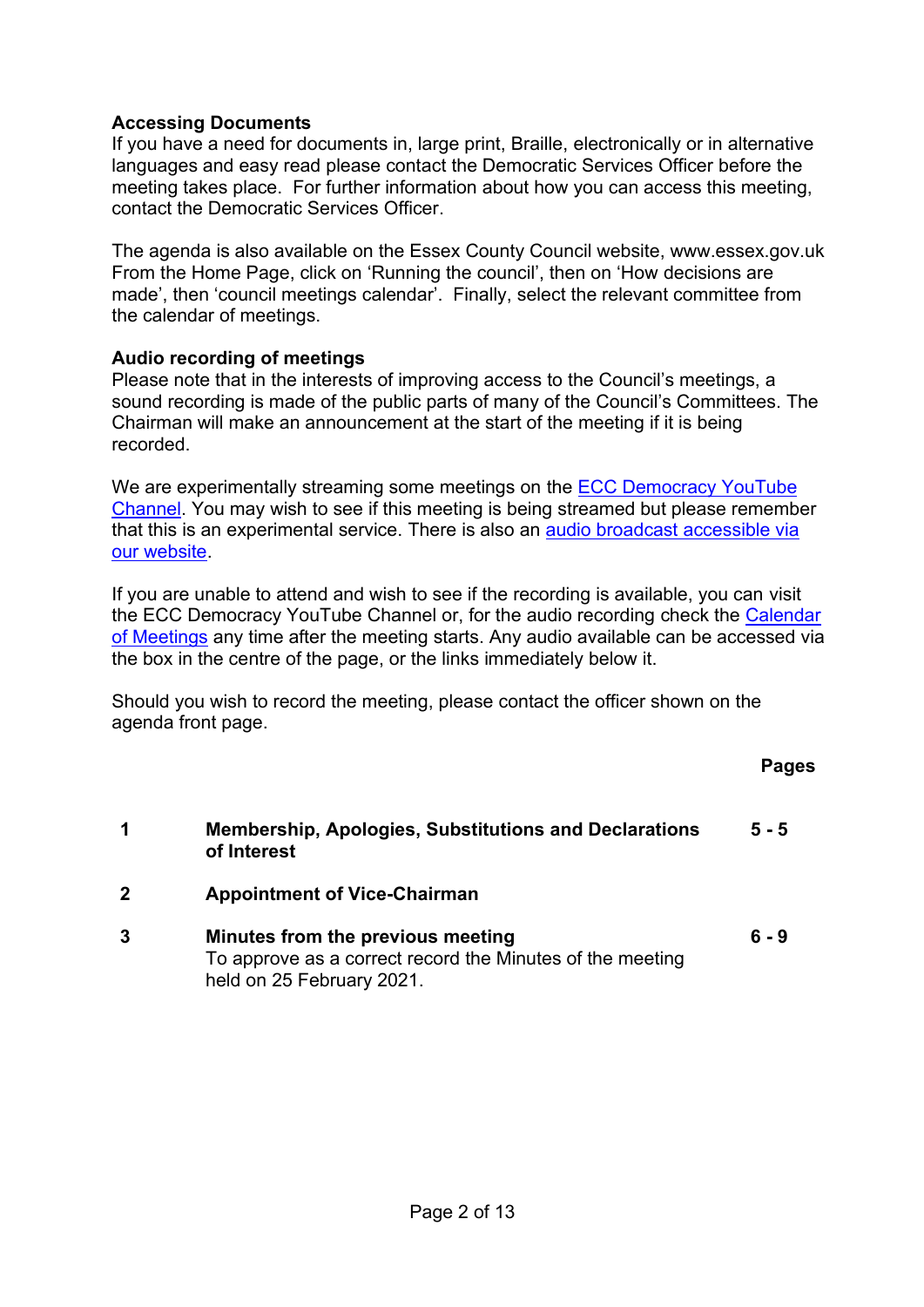**Accessing Documents**
If you have a need for documents in, large print, Braille, electronically or in alternative languages and easy read please contact the Democratic Services Officer before the meeting takes place. For further information about how you can access this meeting, contact the Democratic Services Officer.

The agenda is also available on the Essex County Council website, www.essex.gov.uk From the Home Page, click on 'Running the council', then on 'How decisions are made', then 'council meetings calendar'. Finally, select the relevant committee from the calendar of meetings.

**Audio recording of meetings**
Please note that in the interests of improving access to the Council's meetings, a sound recording is made of the public parts of many of the Council's Committees. The Chairman will make an announcement at the start of the meeting if it is being recorded.

We are experimentally streaming some meetings on the ECC Democracy YouTube Channel. You may wish to see if this meeting is being streamed but please remember that this is an experimental service. There is also an audio broadcast accessible via our website.

If you are unable to attend and wish to see if the recording is available, you can visit the ECC Democracy YouTube Channel or, for the audio recording check the Calendar of Meetings any time after the meeting starts. Any audio available can be accessed via the box in the centre of the page, or the links immediately below it.

Should you wish to record the meeting, please contact the officer shown on the agenda front page.

| | | Pages |
|---|---|---|
| **1** | **Membership, Apologies, Substitutions and Declarations of Interest** | **5 - 5** |
| **2** | **Appointment of Vice-Chairman** | |
| **3** | **Minutes from the previous meeting**<br>To approve as a correct record the Minutes of the meeting held on 25 February 2021. | **6 - 9** |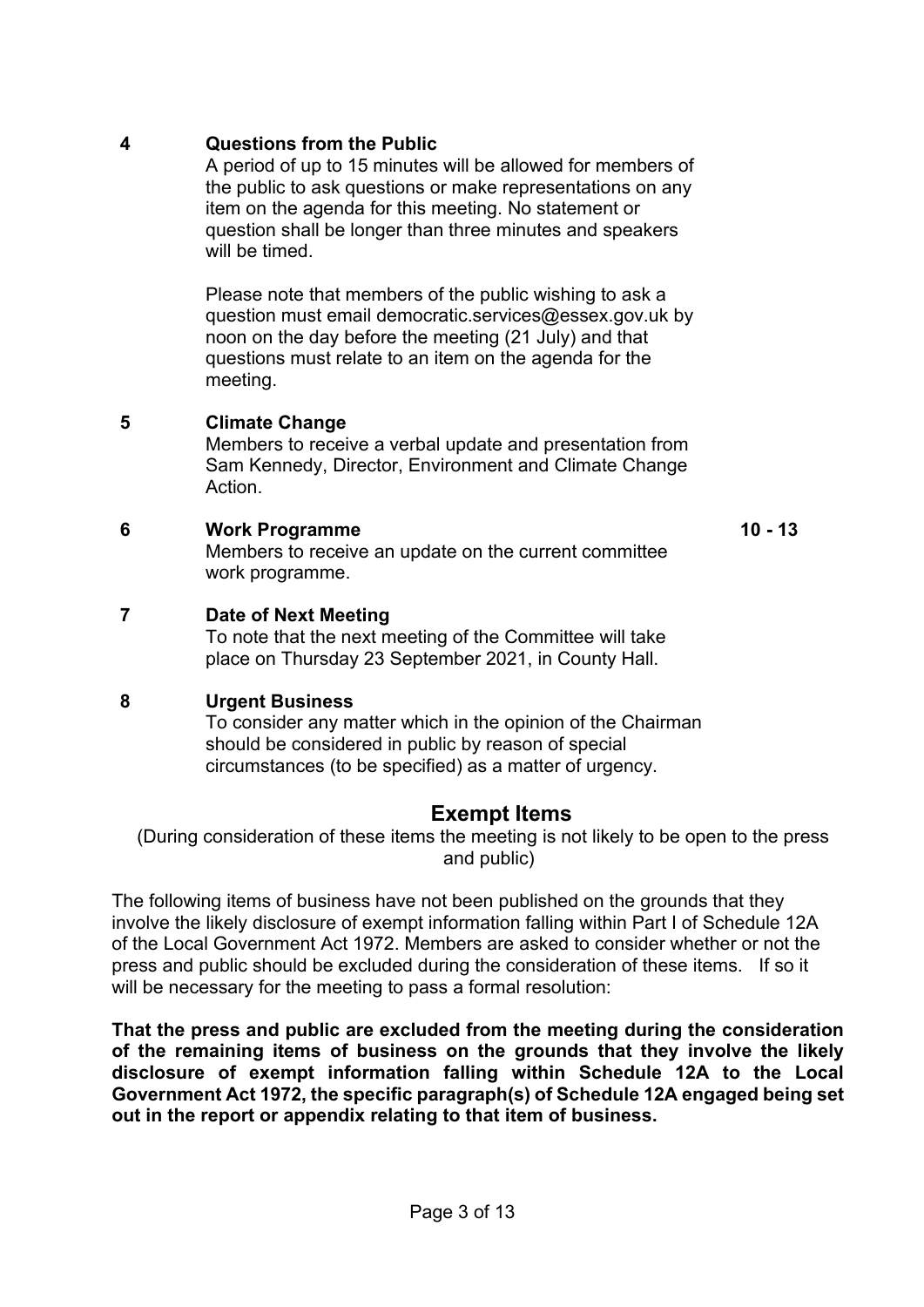**4 Questions from the Public**

A period of up to 15 minutes will be allowed for members of the public to ask questions or make representations on any item on the agenda for this meeting. No statement or question shall be longer than three minutes and speakers will be timed.

Please note that members of the public wishing to ask a question must email democratic.services@essex.gov.uk by noon on the day before the meeting (21 July) and that questions must relate to an item on the agenda for the meeting.

**5 Climate Change**

Members to receive a verbal update and presentation from Sam Kennedy, Director, Environment and Climate Change Action.

**6 Work Programme** — **10 - 13**

Members to receive an update on the current committee work programme.

**7 Date of Next Meeting**

To note that the next meeting of the Committee will take place on Thursday 23 September 2021, in County Hall.

**8 Urgent Business**

To consider any matter which in the opinion of the Chairman should be considered in public by reason of special circumstances (to be specified) as a matter of urgency.

## Exempt Items

(During consideration of these items the meeting is not likely to be open to the press and public)

The following items of business have not been published on the grounds that they involve the likely disclosure of exempt information falling within Part I of Schedule 12A of the Local Government Act 1972. Members are asked to consider whether or not the press and public should be excluded during the consideration of these items. If so it will be necessary for the meeting to pass a formal resolution:

**That the press and public are excluded from the meeting during the consideration of the remaining items of business on the grounds that they involve the likely disclosure of exempt information falling within Schedule 12A to the Local Government Act 1972, the specific paragraph(s) of Schedule 12A engaged being set out in the report or appendix relating to that item of business.**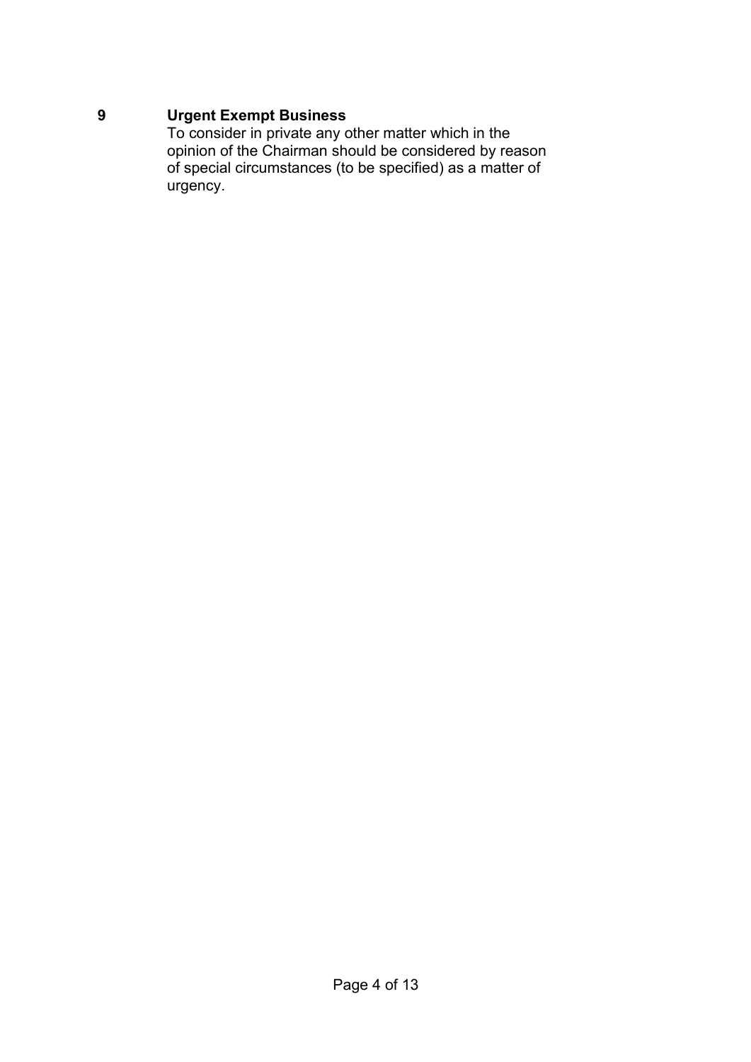**9 Urgent Exempt Business**

To consider in private any other matter which in the opinion of the Chairman should be considered by reason of special circumstances (to be specified) as a matter of urgency.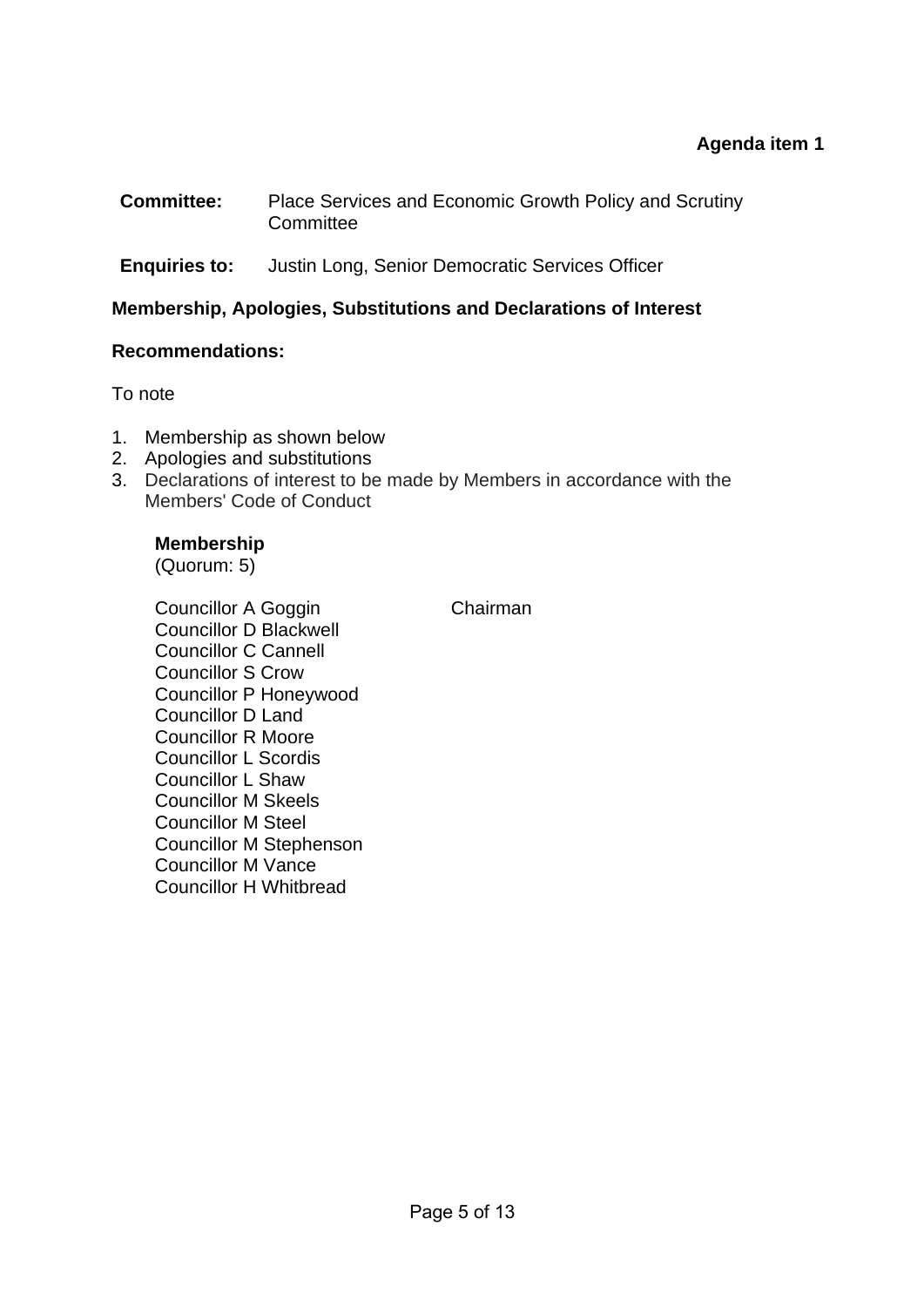**Agenda item 1**

**Committee:** Place Services and Economic Growth Policy and Scrutiny Committee

**Enquiries to:** Justin Long, Senior Democratic Services Officer

**Membership, Apologies, Substitutions and Declarations of Interest**

**Recommendations:**

To note

1. Membership as shown below
2. Apologies and substitutions
3. Declarations of interest to be made by Members in accordance with the Members' Code of Conduct

**Membership**
(Quorum: 5)

| | |
|---|---|
| Councillor A Goggin | Chairman |
| Councillor D Blackwell | |
| Councillor C Cannell | |
| Councillor S Crow | |
| Councillor P Honeywood | |
| Councillor D Land | |
| Councillor R Moore | |
| Councillor L Scordis | |
| Councillor L Shaw | |
| Councillor M Skeels | |
| Councillor M Steel | |
| Councillor M Stephenson | |
| Councillor M Vance | |
| Councillor H Whitbread | |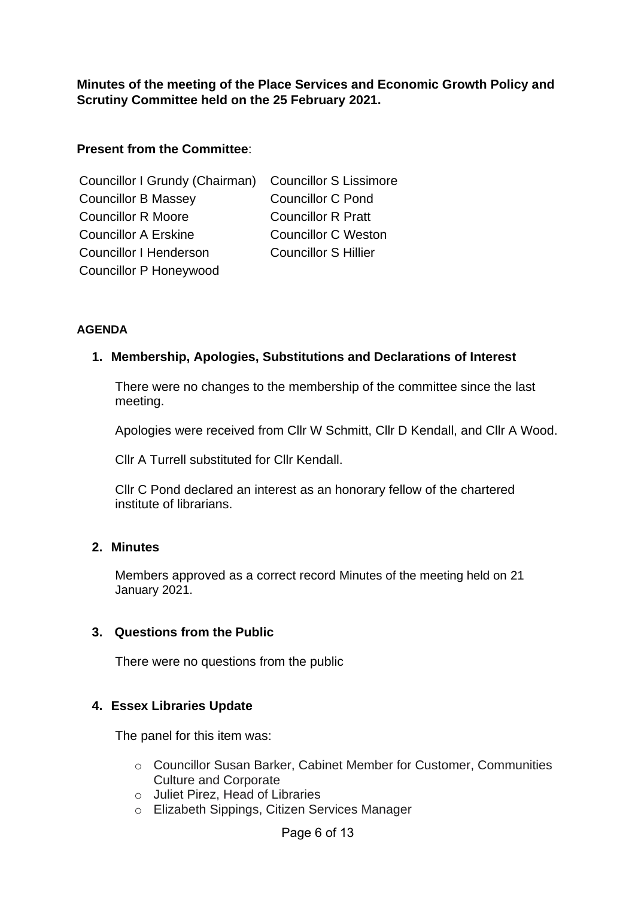**Minutes of the meeting of the Place Services and Economic Growth Policy and Scrutiny Committee held on the 25 February 2021.**

**Present from the Committee**:

| | |
|---|---|
| Councillor I Grundy (Chairman) | Councillor S Lissimore |
| Councillor B Massey | Councillor C Pond |
| Councillor R Moore | Councillor R Pratt |
| Councillor A Erskine | Councillor C Weston |
| Councillor I Henderson | Councillor S Hillier |
| Councillor P Honeywood | |

**AGENDA**

**1. Membership, Apologies, Substitutions and Declarations of Interest**

There were no changes to the membership of the committee since the last meeting.

Apologies were received from Cllr W Schmitt, Cllr D Kendall, and Cllr A Wood.

Cllr A Turrell substituted for Cllr Kendall.

Cllr C Pond declared an interest as an honorary fellow of the chartered institute of librarians.

**2. Minutes**

Members approved as a correct record Minutes of the meeting held on 21 January 2021.

**3. Questions from the Public**

There were no questions from the public

**4. Essex Libraries Update**

The panel for this item was:

- Councillor Susan Barker, Cabinet Member for Customer, Communities Culture and Corporate
- Juliet Pirez, Head of Libraries
- Elizabeth Sippings, Citizen Services Manager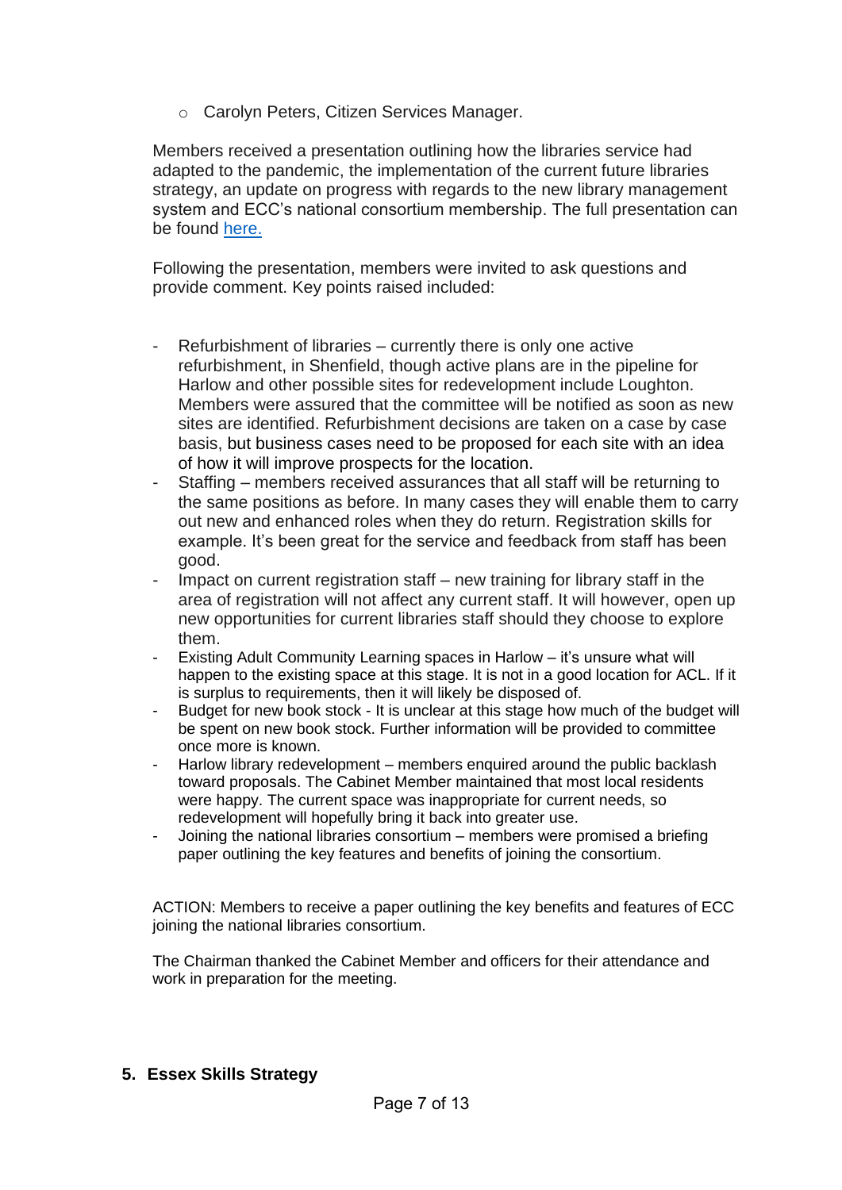- Carolyn Peters, Citizen Services Manager.

Members received a presentation outlining how the libraries service had adapted to the pandemic, the implementation of the current future libraries strategy, an update on progress with regards to the new library management system and ECC's national consortium membership. The full presentation can be found [here.]()

Following the presentation, members were invited to ask questions and provide comment. Key points raised included:

- Refurbishment of libraries – currently there is only one active refurbishment, in Shenfield, though active plans are in the pipeline for Harlow and other possible sites for redevelopment include Loughton. Members were assured that the committee will be notified as soon as new sites are identified. Refurbishment decisions are taken on a case by case basis, but business cases need to be proposed for each site with an idea of how it will improve prospects for the location.
- Staffing – members received assurances that all staff will be returning to the same positions as before. In many cases they will enable them to carry out new and enhanced roles when they do return. Registration skills for example. It's been great for the service and feedback from staff has been good.
- Impact on current registration staff – new training for library staff in the area of registration will not affect any current staff. It will however, open up new opportunities for current libraries staff should they choose to explore them.
- Existing Adult Community Learning spaces in Harlow – it's unsure what will happen to the existing space at this stage. It is not in a good location for ACL. If it is surplus to requirements, then it will likely be disposed of.
- Budget for new book stock - It is unclear at this stage how much of the budget will be spent on new book stock. Further information will be provided to committee once more is known.
- Harlow library redevelopment – members enquired around the public backlash toward proposals. The Cabinet Member maintained that most local residents were happy. The current space was inappropriate for current needs, so redevelopment will hopefully bring it back into greater use.
- Joining the national libraries consortium – members were promised a briefing paper outlining the key features and benefits of joining the consortium.

ACTION: Members to receive a paper outlining the key benefits and features of ECC joining the national libraries consortium.

The Chairman thanked the Cabinet Member and officers for their attendance and work in preparation for the meeting.

## 5. Essex Skills Strategy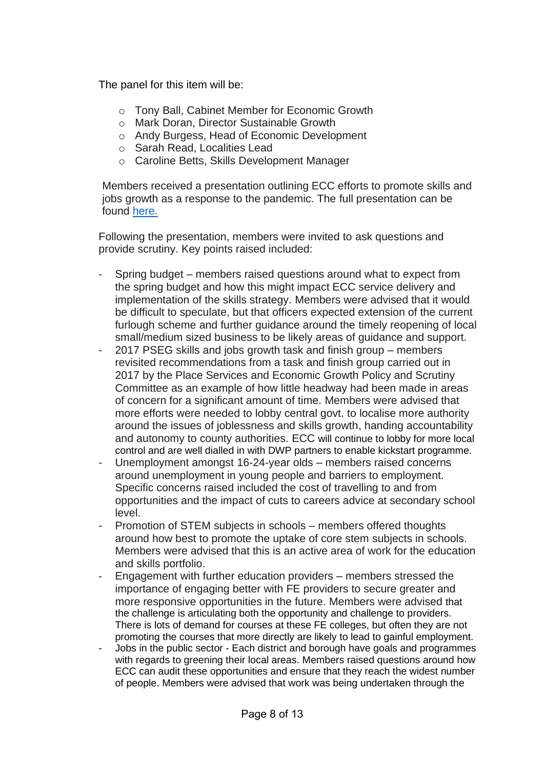The panel for this item will be:

- Tony Ball, Cabinet Member for Economic Growth
- Mark Doran, Director Sustainable Growth
- Andy Burgess, Head of Economic Development
- Sarah Read, Localities Lead
- Caroline Betts, Skills Development Manager

Members received a presentation outlining ECC efforts to promote skills and jobs growth as a response to the pandemic. The full presentation can be found [here.]()

Following the presentation, members were invited to ask questions and provide scrutiny. Key points raised included:

- Spring budget – members raised questions around what to expect from the spring budget and how this might impact ECC service delivery and implementation of the skills strategy. Members were advised that it would be difficult to speculate, but that officers expected extension of the current furlough scheme and further guidance around the timely reopening of local small/medium sized business to be likely areas of guidance and support.
- 2017 PSEG skills and jobs growth task and finish group – members revisited recommendations from a task and finish group carried out in 2017 by the Place Services and Economic Growth Policy and Scrutiny Committee as an example of how little headway had been made in areas of concern for a significant amount of time. Members were advised that more efforts were needed to lobby central govt. to localise more authority around the issues of joblessness and skills growth, handing accountability and autonomy to county authorities. ECC will continue to lobby for more local control and are well dialled in with DWP partners to enable kickstart programme.
- Unemployment amongst 16-24-year olds – members raised concerns around unemployment in young people and barriers to employment. Specific concerns raised included the cost of travelling to and from opportunities and the impact of cuts to careers advice at secondary school level.
- Promotion of STEM subjects in schools – members offered thoughts around how best to promote the uptake of core stem subjects in schools. Members were advised that this is an active area of work for the education and skills portfolio.
- Engagement with further education providers – members stressed the importance of engaging better with FE providers to secure greater and more responsive opportunities in the future. Members were advised that the challenge is articulating both the opportunity and challenge to providers. There is lots of demand for courses at these FE colleges, but often they are not promoting the courses that more directly are likely to lead to gainful employment.
- Jobs in the public sector - Each district and borough have goals and programmes with regards to greening their local areas. Members raised questions around how ECC can audit these opportunities and ensure that they reach the widest number of people. Members were advised that work was being undertaken through the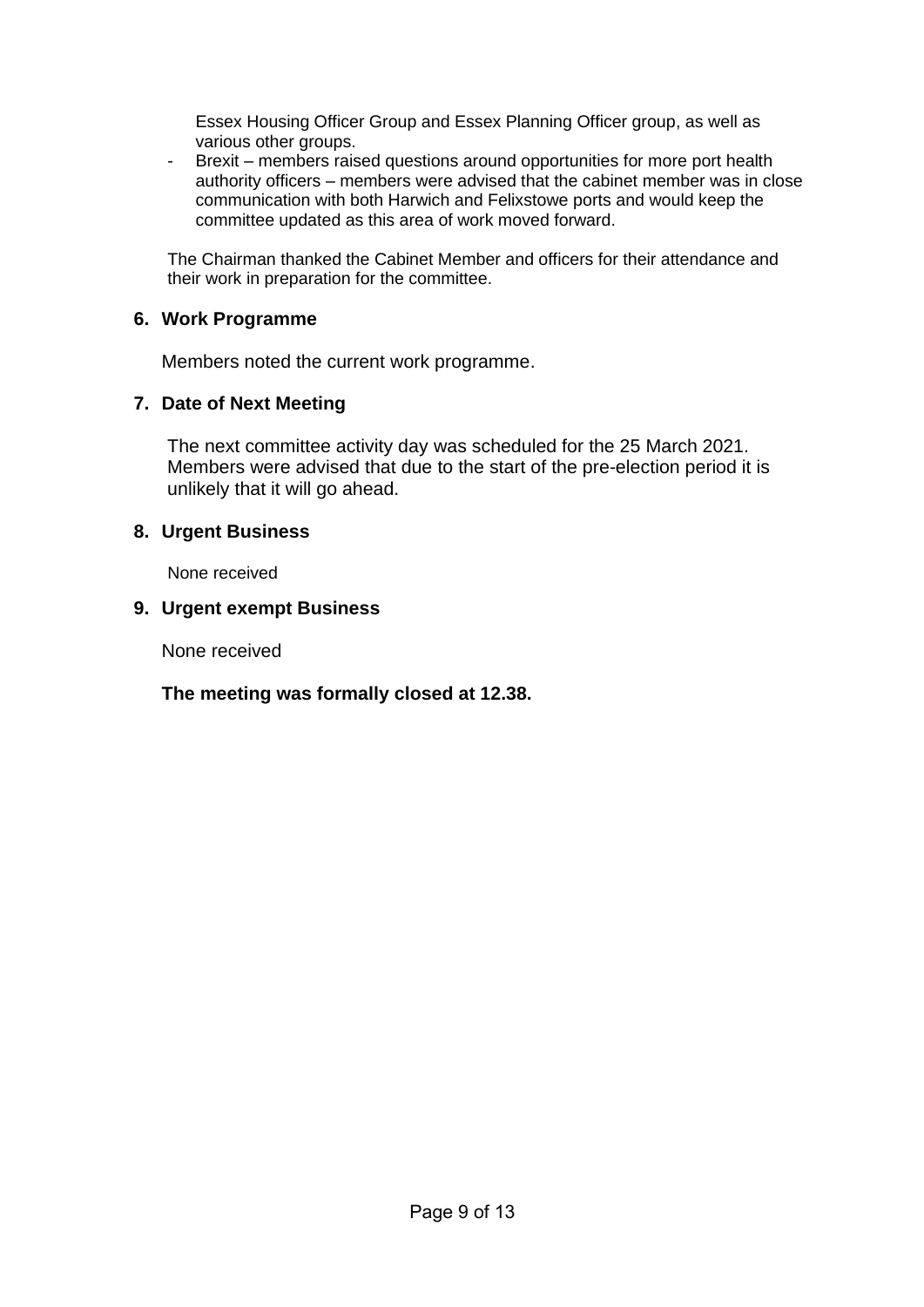Essex Housing Officer Group and Essex Planning Officer group, as well as various other groups.

- Brexit – members raised questions around opportunities for more port health authority officers – members were advised that the cabinet member was in close communication with both Harwich and Felixstowe ports and would keep the committee updated as this area of work moved forward.

The Chairman thanked the Cabinet Member and officers for their attendance and their work in preparation for the committee.

## 6. Work Programme

Members noted the current work programme.

## 7. Date of Next Meeting

The next committee activity day was scheduled for the 25 March 2021. Members were advised that due to the start of the pre-election period it is unlikely that it will go ahead.

## 8. Urgent Business

None received

## 9. Urgent exempt Business

None received

**The meeting was formally closed at 12.38.**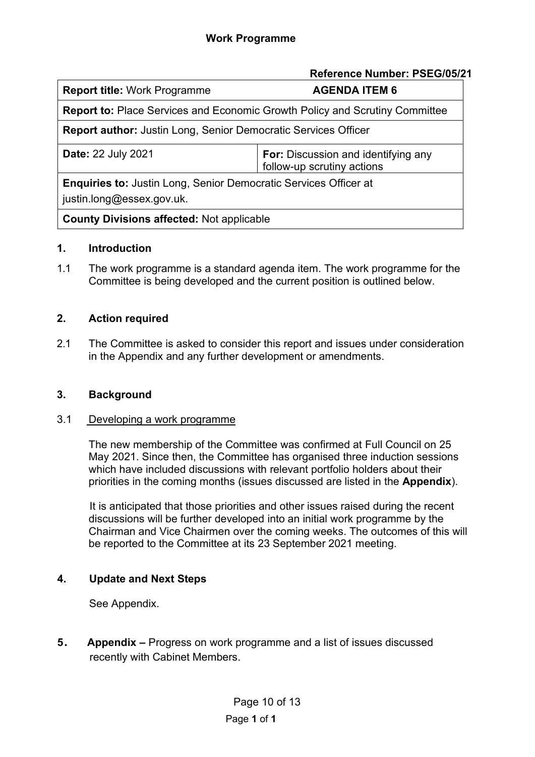# Work Programme

**Reference Number: PSEG/05/21**

| **Report title:** Work Programme | **AGENDA ITEM 6** |
| --- | --- |
| **Report to:** Place Services and Economic Growth Policy and Scrutiny Committee | |
| **Report author:** Justin Long, Senior Democratic Services Officer | |
| **Date:** 22 July 2021 | **For:** Discussion and identifying any follow-up scrutiny actions |
| **Enquiries to:** Justin Long, Senior Democratic Services Officer at justin.long@essex.gov.uk. | |
| **County Divisions affected:** Not applicable | |

## 1. Introduction

1.1 The work programme is a standard agenda item. The work programme for the Committee is being developed and the current position is outlined below.

## 2. Action required

2.1 The Committee is asked to consider this report and issues under consideration in the Appendix and any further development or amendments.

## 3. Background

3.1 Developing a work programme

The new membership of the Committee was confirmed at Full Council on 25 May 2021. Since then, the Committee has organised three induction sessions which have included discussions with relevant portfolio holders about their priorities in the coming months (issues discussed are listed in the **Appendix**).

It is anticipated that those priorities and other issues raised during the recent discussions will be further developed into an initial work programme by the Chairman and Vice Chairmen over the coming weeks. The outcomes of this will be reported to the Committee at its 23 September 2021 meeting.

## 4. Update and Next Steps

See Appendix.

**5. Appendix –** Progress on work programme and a list of issues discussed recently with Cabinet Members.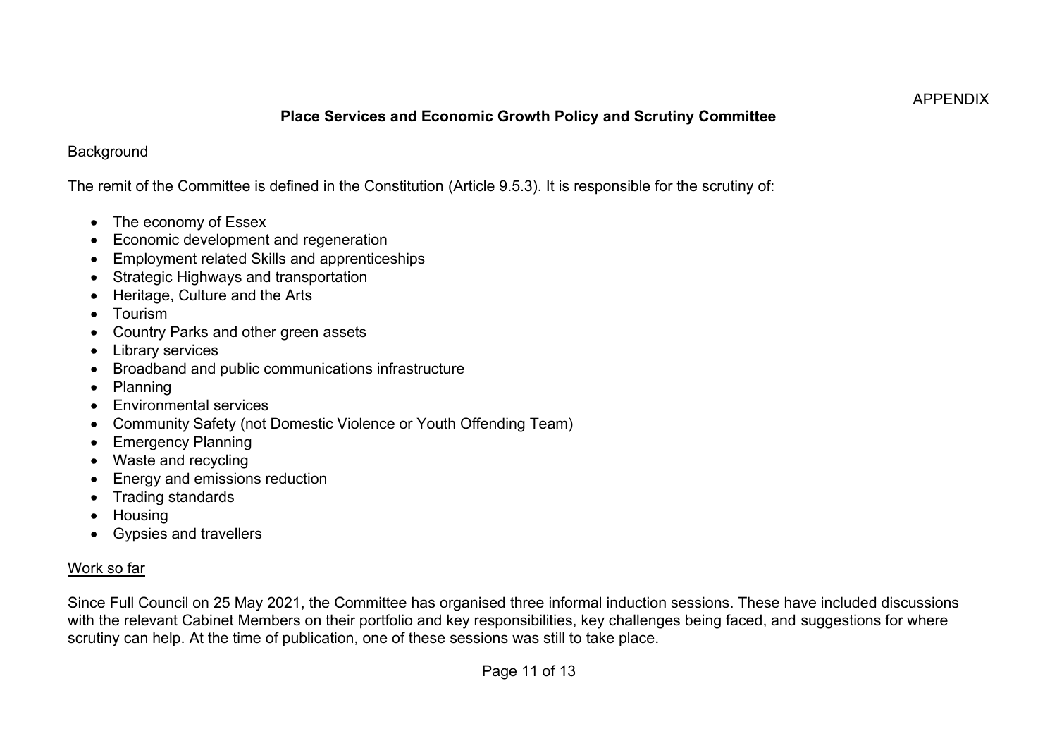APPENDIX

## Place Services and Economic Growth Policy and Scrutiny Committee

### Background

The remit of the Committee is defined in the Constitution (Article 9.5.3). It is responsible for the scrutiny of:

- The economy of Essex
- Economic development and regeneration
- Employment related Skills and apprenticeships
- Strategic Highways and transportation
- Heritage, Culture and the Arts
- Tourism
- Country Parks and other green assets
- Library services
- Broadband and public communications infrastructure
- Planning
- Environmental services
- Community Safety (not Domestic Violence or Youth Offending Team)
- Emergency Planning
- Waste and recycling
- Energy and emissions reduction
- Trading standards
- Housing
- Gypsies and travellers

### Work so far

Since Full Council on 25 May 2021, the Committee has organised three informal induction sessions. These have included discussions with the relevant Cabinet Members on their portfolio and key responsibilities, key challenges being faced, and suggestions for where scrutiny can help. At the time of publication, one of these sessions was still to take place.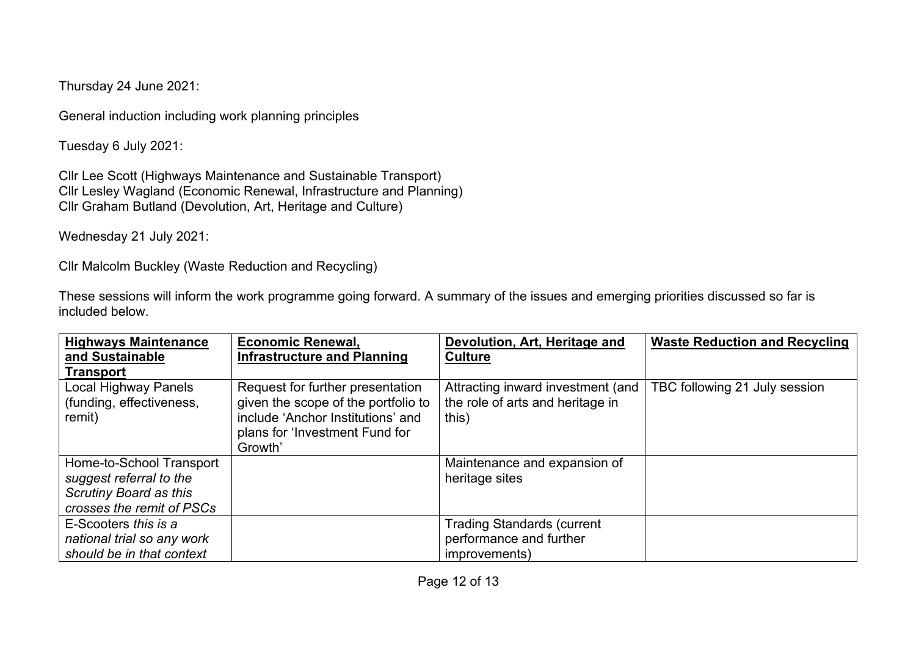Thursday 24 June 2021:

General induction including work planning principles

Tuesday 6 July 2021:

Cllr Lee Scott (Highways Maintenance and Sustainable Transport)
Cllr Lesley Wagland (Economic Renewal, Infrastructure and Planning)
Cllr Graham Butland (Devolution, Art, Heritage and Culture)

Wednesday 21 July 2021:

Cllr Malcolm Buckley (Waste Reduction and Recycling)

These sessions will inform the work programme going forward. A summary of the issues and emerging priorities discussed so far is included below.

| **Highways Maintenance and Sustainable Transport** | **Economic Renewal, Infrastructure and Planning** | **Devolution, Art, Heritage and Culture** | **Waste Reduction and Recycling** |
|---|---|---|---|
| Local Highway Panels (funding, effectiveness, remit) | Request for further presentation given the scope of the portfolio to include 'Anchor Institutions' and plans for 'Investment Fund for Growth' | Attracting inward investment (and the role of arts and heritage in this) | TBC following 21 July session |
| Home-to-School Transport *suggest referral to the Scrutiny Board as this crosses the remit of PSCs* | | Maintenance and expansion of heritage sites | |
| E-Scooters *this is a national trial so any work should be in that context* | | Trading Standards (current performance and further improvements) | |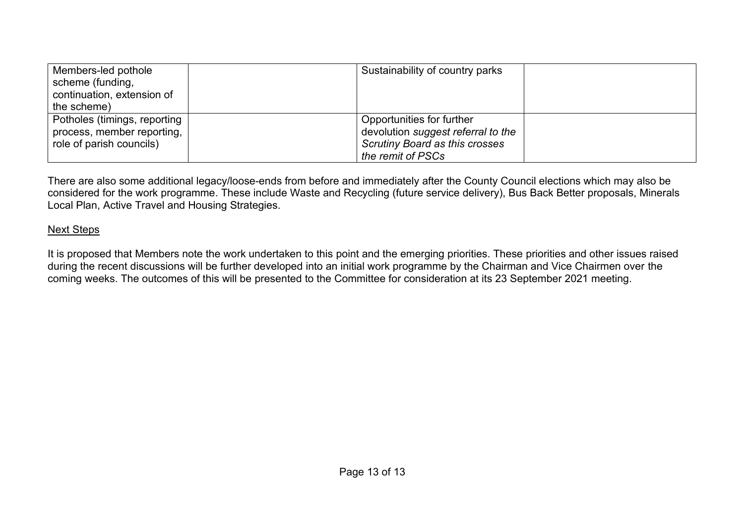| | | | |
|---|---|---|---|
| Members-led pothole scheme (funding, continuation, extension of the scheme) | | Sustainability of country parks | |
| Potholes (timings, reporting process, member reporting, role of parish councils) | | Opportunities for further devolution *suggest referral to the Scrutiny Board as this crosses the remit of PSCs* | |

There are also some additional legacy/loose-ends from before and immediately after the County Council elections which may also be considered for the work programme. These include Waste and Recycling (future service delivery), Bus Back Better proposals, Minerals Local Plan, Active Travel and Housing Strategies.

<u>Next Steps</u>

It is proposed that Members note the work undertaken to this point and the emerging priorities. These priorities and other issues raised during the recent discussions will be further developed into an initial work programme by the Chairman and Vice Chairmen over the coming weeks. The outcomes of this will be presented to the Committee for consideration at its 23 September 2021 meeting.